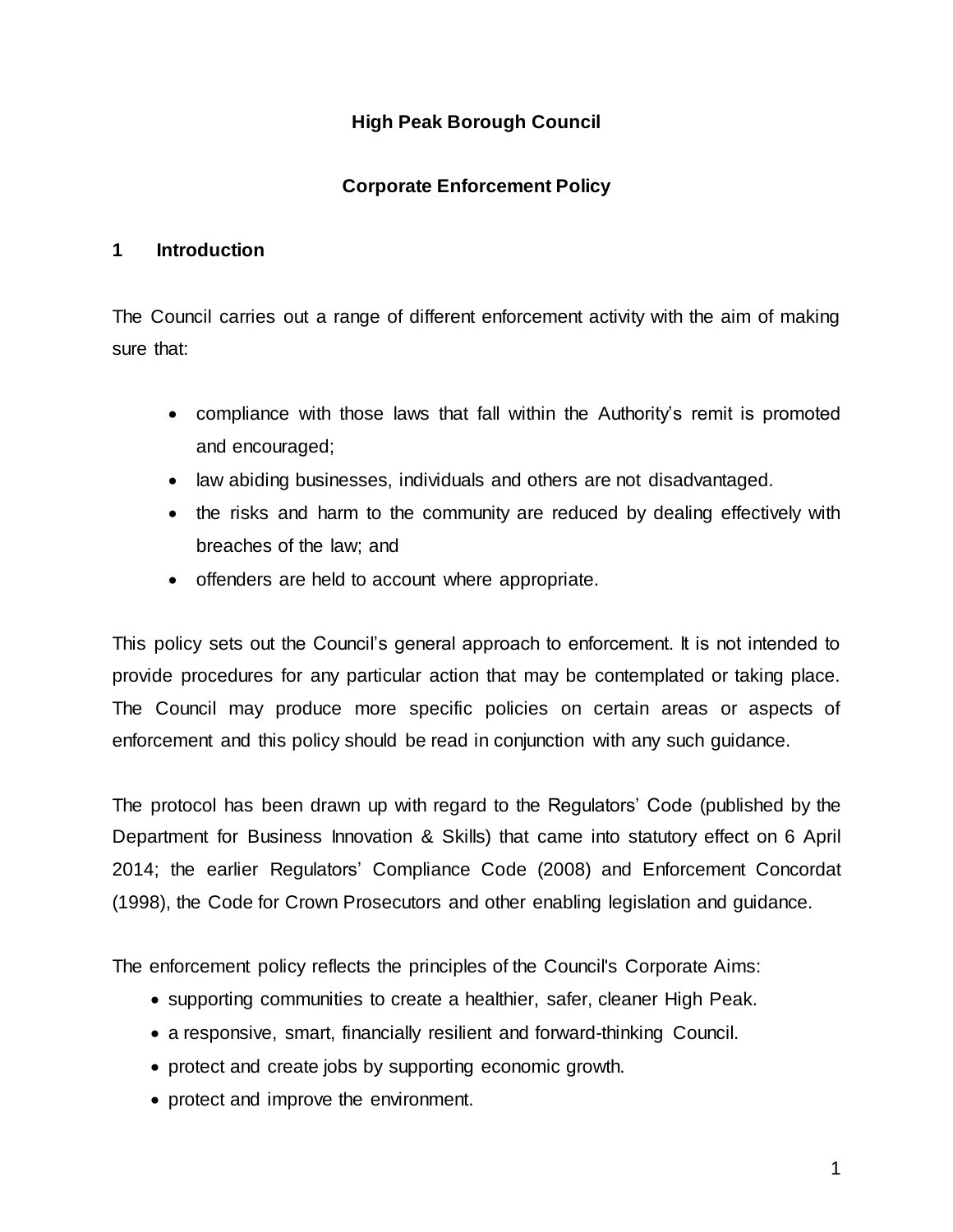# High Peak Borough Council

## Corporate Enforcement Policy

## 1 Introduction

The Council carries out a range of different enforcement activity with the aim of making sure that:

- compliance with those laws that fall within the Authority's remit is promoted and encouraged;
- law abiding businesses, individuals and others are not disadvantaged.
- the risks and harm to the community are reduced by dealing effectively with breaches of the law; and
- offenders are held to account where appropriate.

This policy sets out the Council's general approach to enforcement. It is not intended to provide procedures for any particular action that may be contemplated or taking place. The Council may produce more specific policies on certain areas or aspects of enforcement and this policy should be read in conjunction with any such guidance.

The protocol has been drawn up with regard to the Regulators' Code (published by the Department for Business Innovation & Skills) that came into statutory effect on 6 April 2014; the earlier Regulators' Compliance Code (2008) and Enforcement Concordat (1998), the Code for Crown Prosecutors and other enabling legislation and guidance.

The enforcement policy reflects the principles of the Council's Corporate Aims:

- supporting communities to create a healthier, safer, cleaner High Peak.
- a responsive, smart, financially resilient and forward-thinking Council.
- protect and create jobs by supporting economic growth.
- protect and improve the environment.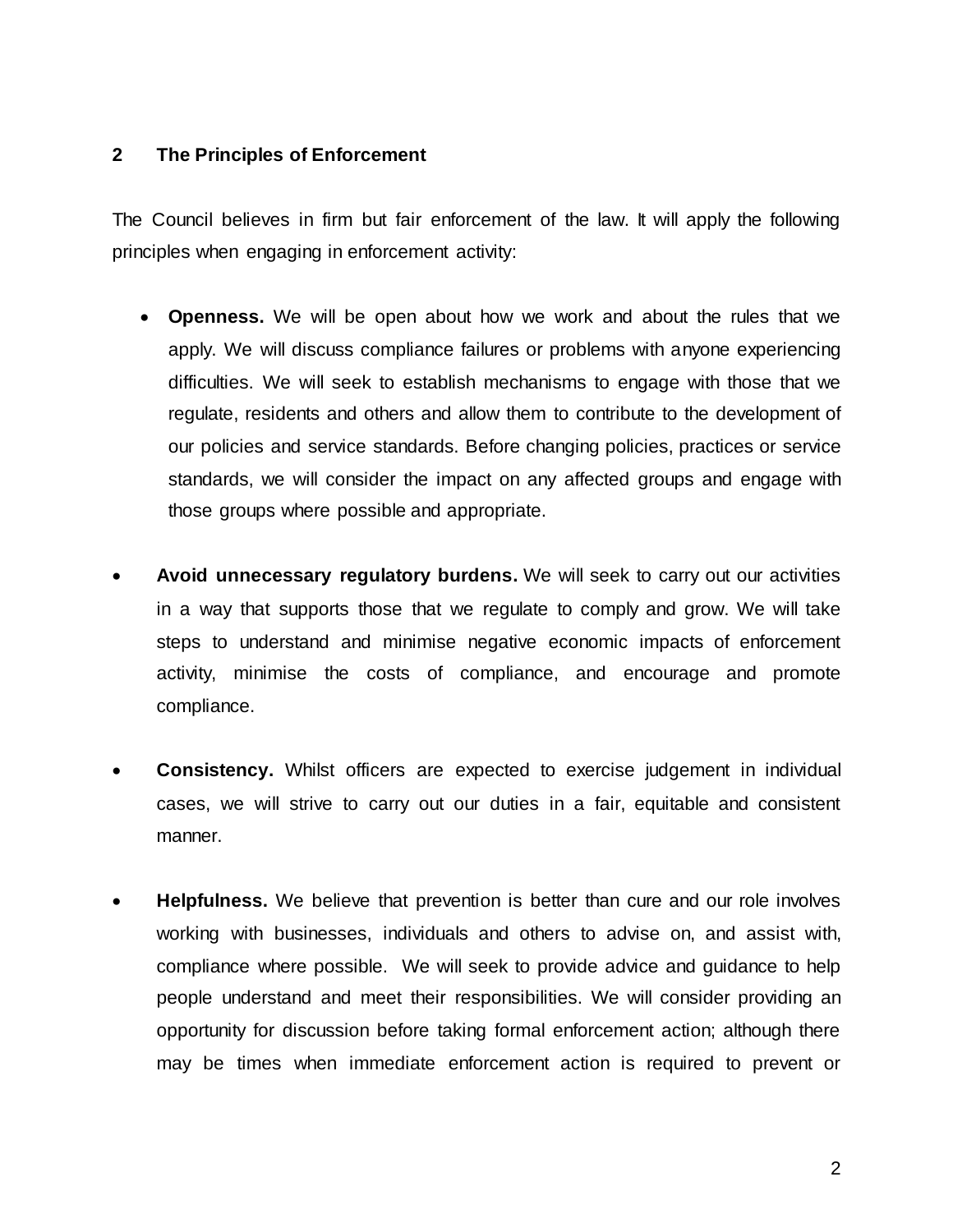## 2 The Principles of Enforcement

The Council believes in firm but fair enforcement of the law. It will apply the following principles when engaging in enforcement activity:

- **Openness.** We will be open about how we work and about the rules that we apply. We will discuss compliance failures or problems with anyone experiencing difficulties. We will seek to establish mechanisms to engage with those that we regulate, residents and others and allow them to contribute to the development of our policies and service standards. Before changing policies, practices or service standards, we will consider the impact on any affected groups and engage with those groups where possible and appropriate.

- **Avoid unnecessary regulatory burdens.** We will seek to carry out our activities in a way that supports those that we regulate to comply and grow. We will take steps to understand and minimise negative economic impacts of enforcement activity, minimise the costs of compliance, and encourage and promote compliance.

- **Consistency.** Whilst officers are expected to exercise judgement in individual cases, we will strive to carry out our duties in a fair, equitable and consistent manner.

- **Helpfulness.** We believe that prevention is better than cure and our role involves working with businesses, individuals and others to advise on, and assist with, compliance where possible. We will seek to provide advice and guidance to help people understand and meet their responsibilities. We will consider providing an opportunity for discussion before taking formal enforcement action; although there may be times when immediate enforcement action is required to prevent or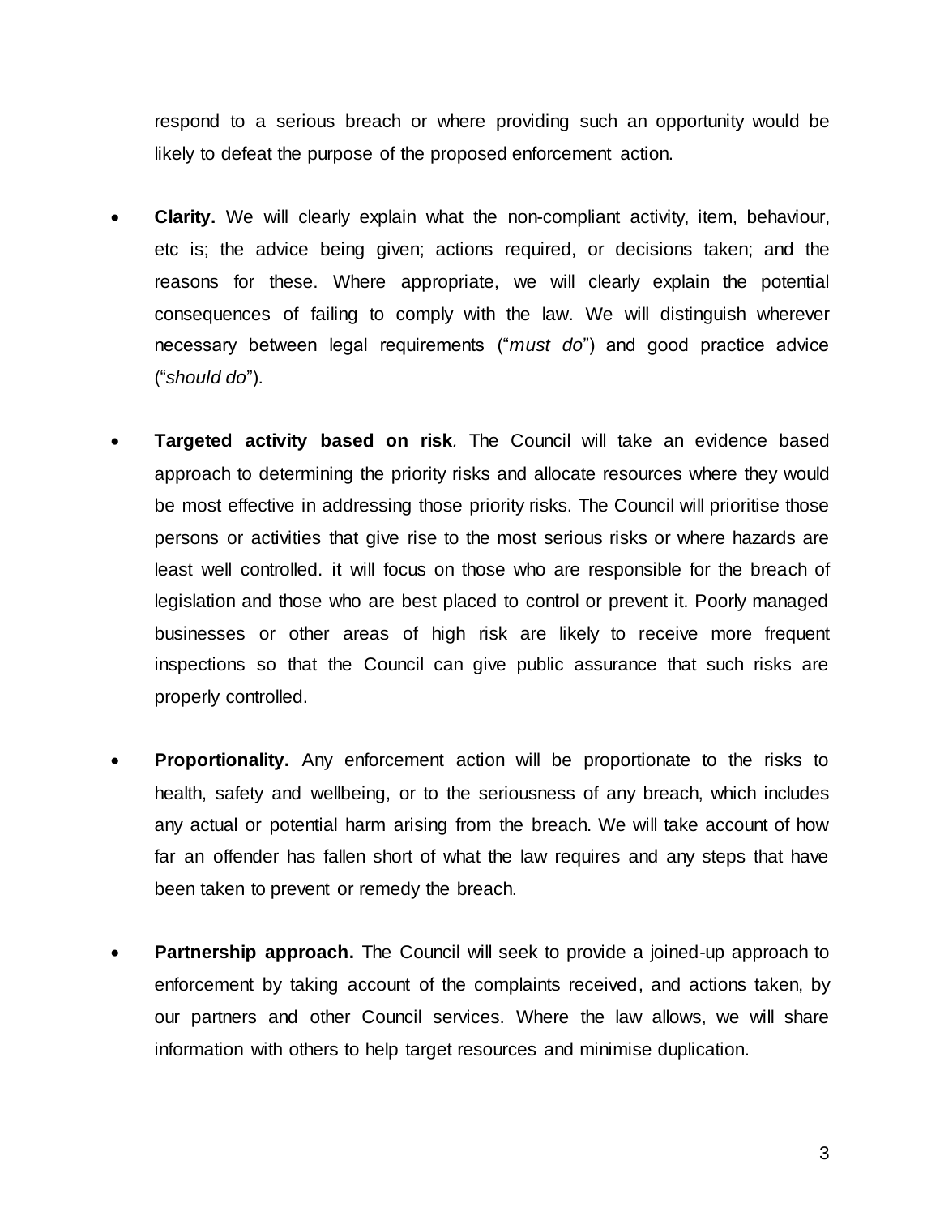respond to a serious breach or where providing such an opportunity would be likely to defeat the purpose of the proposed enforcement action.

- **Clarity.** We will clearly explain what the non-compliant activity, item, behaviour, etc is; the advice being given; actions required, or decisions taken; and the reasons for these. Where appropriate, we will clearly explain the potential consequences of failing to comply with the law. We will distinguish wherever necessary between legal requirements ("*must do*") and good practice advice ("*should do*").

- **Targeted activity based on risk**. The Council will take an evidence based approach to determining the priority risks and allocate resources where they would be most effective in addressing those priority risks. The Council will prioritise those persons or activities that give rise to the most serious risks or where hazards are least well controlled. it will focus on those who are responsible for the breach of legislation and those who are best placed to control or prevent it. Poorly managed businesses or other areas of high risk are likely to receive more frequent inspections so that the Council can give public assurance that such risks are properly controlled.

- **Proportionality.** Any enforcement action will be proportionate to the risks to health, safety and wellbeing, or to the seriousness of any breach, which includes any actual or potential harm arising from the breach. We will take account of how far an offender has fallen short of what the law requires and any steps that have been taken to prevent or remedy the breach.

- **Partnership approach.** The Council will seek to provide a joined-up approach to enforcement by taking account of the complaints received, and actions taken, by our partners and other Council services. Where the law allows, we will share information with others to help target resources and minimise duplication.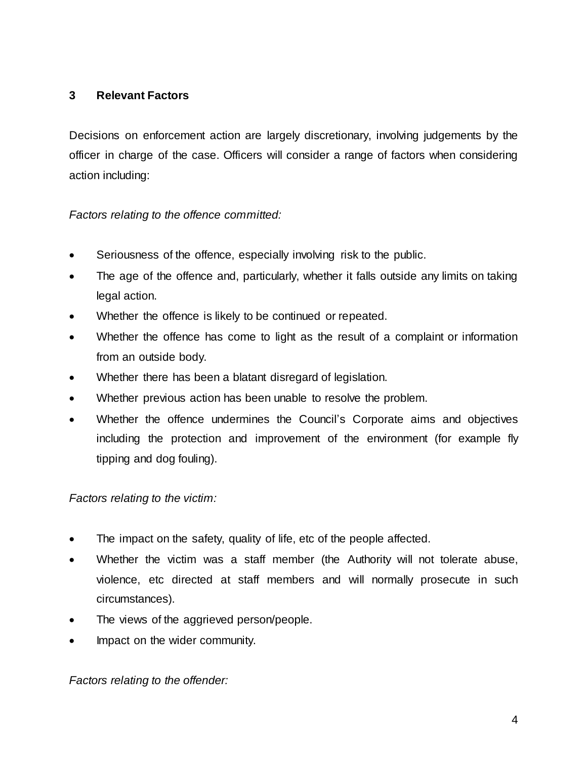## 3 Relevant Factors

Decisions on enforcement action are largely discretionary, involving judgements by the officer in charge of the case. Officers will consider a range of factors when considering action including:

*Factors relating to the offence committed:*

- Seriousness of the offence, especially involving risk to the public.
- The age of the offence and, particularly, whether it falls outside any limits on taking legal action.
- Whether the offence is likely to be continued or repeated.
- Whether the offence has come to light as the result of a complaint or information from an outside body.
- Whether there has been a blatant disregard of legislation.
- Whether previous action has been unable to resolve the problem.
- Whether the offence undermines the Council's Corporate aims and objectives including the protection and improvement of the environment (for example fly tipping and dog fouling).

*Factors relating to the victim:*

- The impact on the safety, quality of life, etc of the people affected.
- Whether the victim was a staff member (the Authority will not tolerate abuse, violence, etc directed at staff members and will normally prosecute in such circumstances).
- The views of the aggrieved person/people.
- Impact on the wider community.

*Factors relating to the offender:*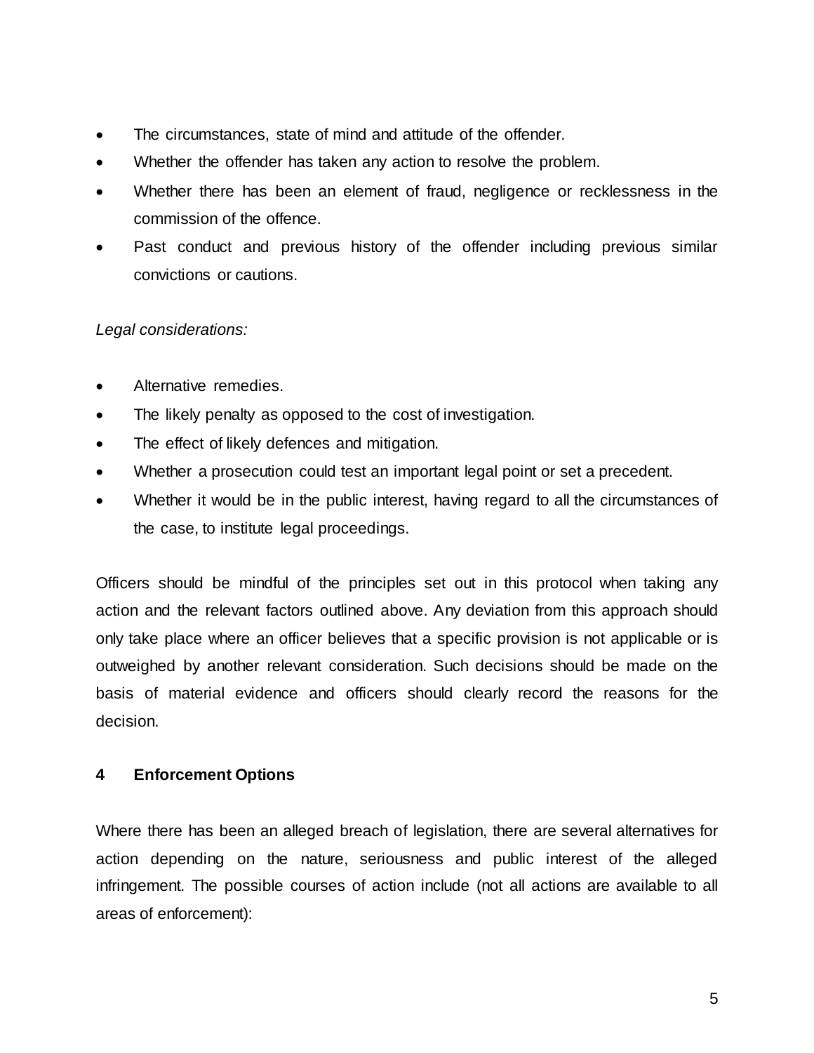- The circumstances, state of mind and attitude of the offender.
- Whether the offender has taken any action to resolve the problem.
- Whether there has been an element of fraud, negligence or recklessness in the commission of the offence.
- Past conduct and previous history of the offender including previous similar convictions or cautions.

*Legal considerations:*

- Alternative remedies.
- The likely penalty as opposed to the cost of investigation.
- The effect of likely defences and mitigation.
- Whether a prosecution could test an important legal point or set a precedent.
- Whether it would be in the public interest, having regard to all the circumstances of the case, to institute legal proceedings.

Officers should be mindful of the principles set out in this protocol when taking any action and the relevant factors outlined above. Any deviation from this approach should only take place where an officer believes that a specific provision is not applicable or is outweighed by another relevant consideration. Such decisions should be made on the basis of material evidence and officers should clearly record the reasons for the decision.

## 4 Enforcement Options

Where there has been an alleged breach of legislation, there are several alternatives for action depending on the nature, seriousness and public interest of the alleged infringement. The possible courses of action include (not all actions are available to all areas of enforcement):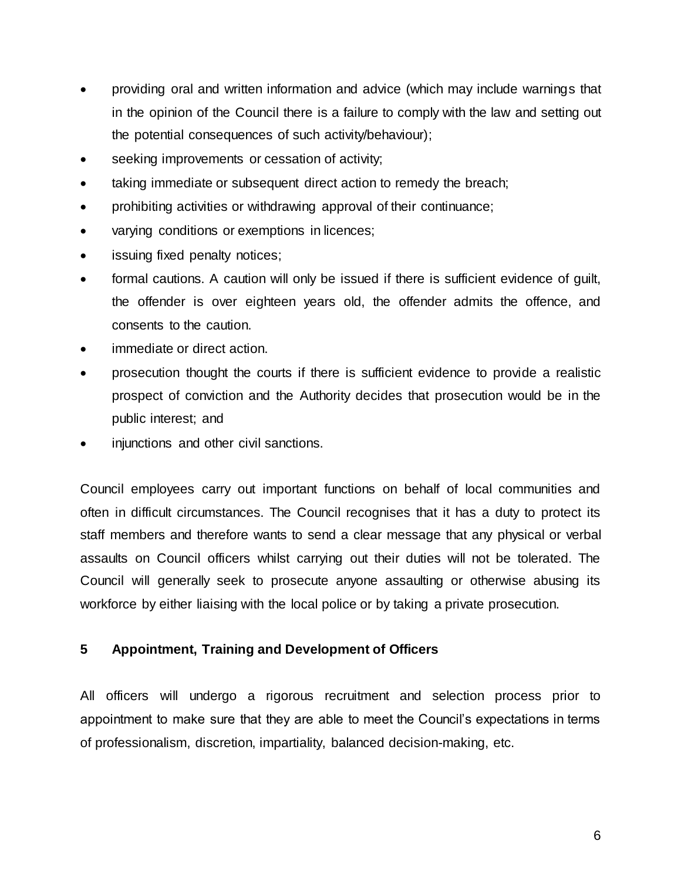- providing oral and written information and advice (which may include warnings that in the opinion of the Council there is a failure to comply with the law and setting out the potential consequences of such activity/behaviour);
- seeking improvements or cessation of activity;
- taking immediate or subsequent direct action to remedy the breach;
- prohibiting activities or withdrawing approval of their continuance;
- varying conditions or exemptions in licences;
- issuing fixed penalty notices;
- formal cautions. A caution will only be issued if there is sufficient evidence of guilt, the offender is over eighteen years old, the offender admits the offence, and consents to the caution.
- immediate or direct action.
- prosecution thought the courts if there is sufficient evidence to provide a realistic prospect of conviction and the Authority decides that prosecution would be in the public interest; and
- injunctions and other civil sanctions.

Council employees carry out important functions on behalf of local communities and often in difficult circumstances. The Council recognises that it has a duty to protect its staff members and therefore wants to send a clear message that any physical or verbal assaults on Council officers whilst carrying out their duties will not be tolerated. The Council will generally seek to prosecute anyone assaulting or otherwise abusing its workforce by either liaising with the local police or by taking a private prosecution.

## 5 Appointment, Training and Development of Officers

All officers will undergo a rigorous recruitment and selection process prior to appointment to make sure that they are able to meet the Council's expectations in terms of professionalism, discretion, impartiality, balanced decision-making, etc.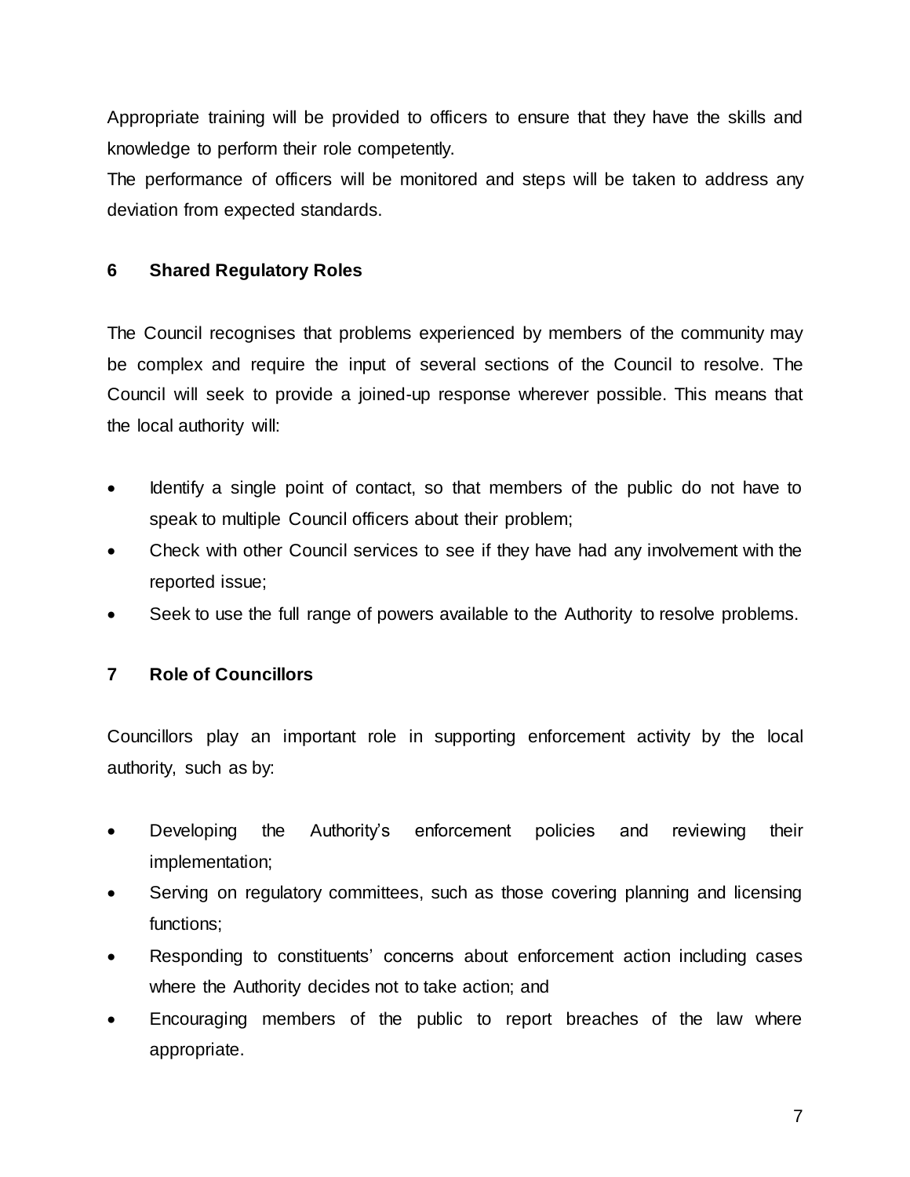Appropriate training will be provided to officers to ensure that they have the skills and knowledge to perform their role competently.

The performance of officers will be monitored and steps will be taken to address any deviation from expected standards.

## 6 Shared Regulatory Roles

The Council recognises that problems experienced by members of the community may be complex and require the input of several sections of the Council to resolve. The Council will seek to provide a joined-up response wherever possible. This means that the local authority will:

- Identify a single point of contact, so that members of the public do not have to speak to multiple Council officers about their problem;
- Check with other Council services to see if they have had any involvement with the reported issue;
- Seek to use the full range of powers available to the Authority to resolve problems.

## 7 Role of Councillors

Councillors play an important role in supporting enforcement activity by the local authority, such as by:

- Developing the Authority's enforcement policies and reviewing their implementation;
- Serving on regulatory committees, such as those covering planning and licensing functions;
- Responding to constituents' concerns about enforcement action including cases where the Authority decides not to take action; and
- Encouraging members of the public to report breaches of the law where appropriate.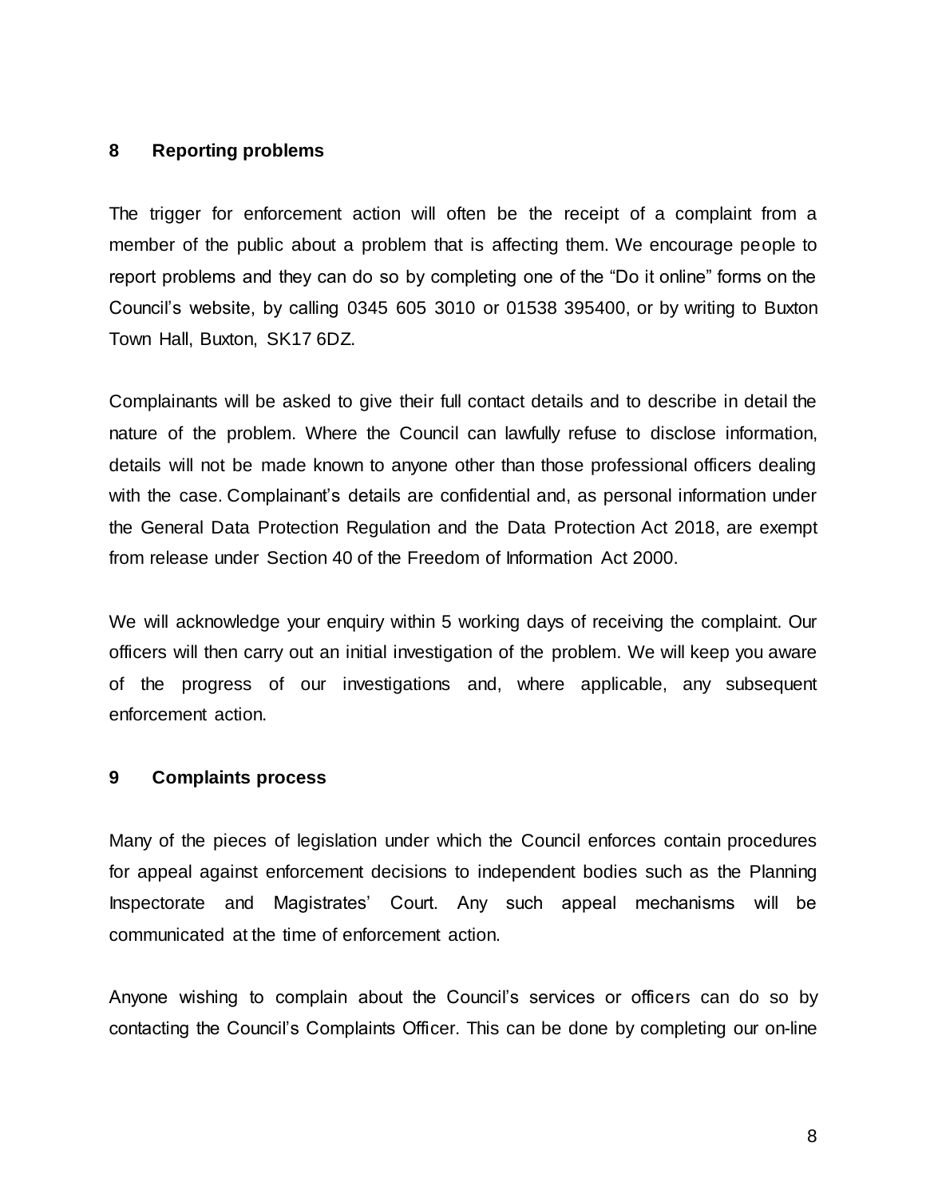## 8 Reporting problems

The trigger for enforcement action will often be the receipt of a complaint from a member of the public about a problem that is affecting them. We encourage people to report problems and they can do so by completing one of the "Do it online" forms on the Council's website, by calling 0345 605 3010 or 01538 395400, or by writing to Buxton Town Hall, Buxton, SK17 6DZ.

Complainants will be asked to give their full contact details and to describe in detail the nature of the problem. Where the Council can lawfully refuse to disclose information, details will not be made known to anyone other than those professional officers dealing with the case. Complainant's details are confidential and, as personal information under the General Data Protection Regulation and the Data Protection Act 2018, are exempt from release under Section 40 of the Freedom of Information Act 2000.

We will acknowledge your enquiry within 5 working days of receiving the complaint. Our officers will then carry out an initial investigation of the problem. We will keep you aware of the progress of our investigations and, where applicable, any subsequent enforcement action.

## 9 Complaints process

Many of the pieces of legislation under which the Council enforces contain procedures for appeal against enforcement decisions to independent bodies such as the Planning Inspectorate and Magistrates' Court. Any such appeal mechanisms will be communicated at the time of enforcement action.

Anyone wishing to complain about the Council's services or officers can do so by contacting the Council's Complaints Officer. This can be done by completing our on-line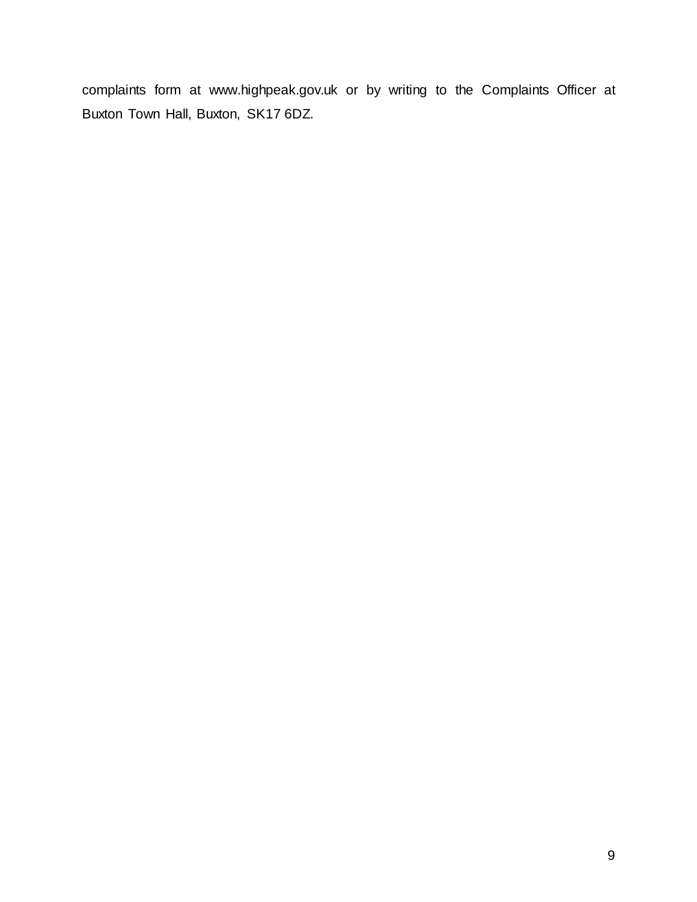complaints form at www.highpeak.gov.uk or by writing to the Complaints Officer at Buxton Town Hall, Buxton, SK17 6DZ.